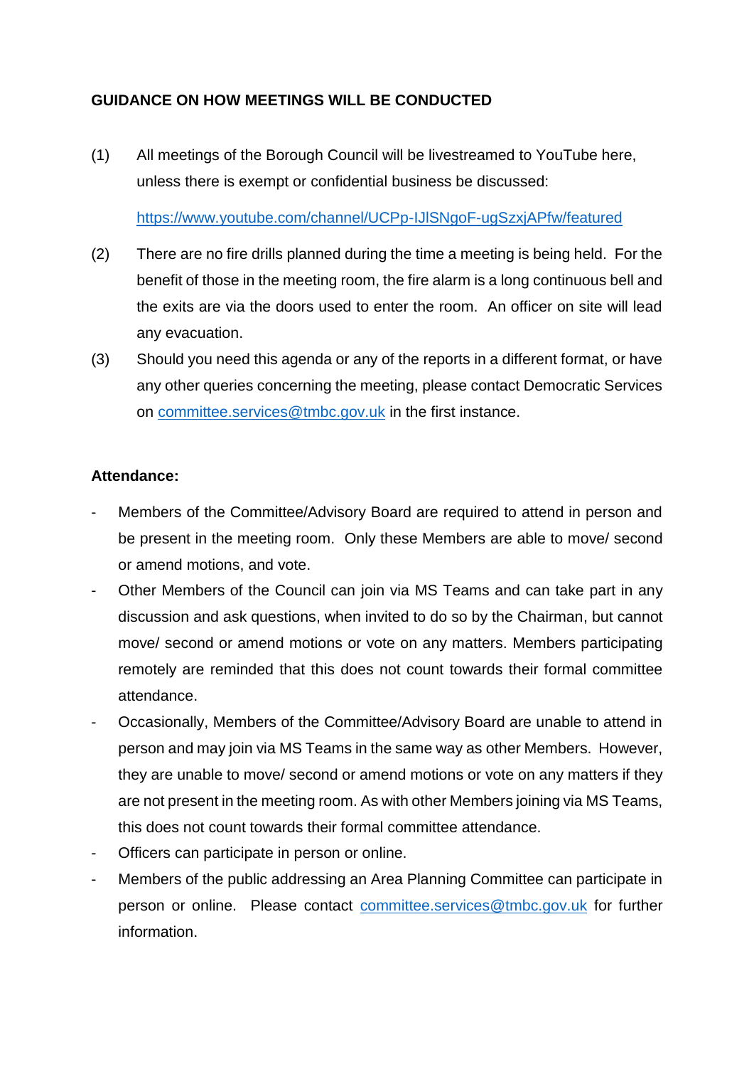**GUIDANCE ON HOW MEETINGS WILL BE CONDUCTED**

(1) All meetings of the Borough Council will be livestreamed to YouTube here, unless there is exempt or confidential business be discussed:

[https://www.youtube.com/channel/UCPp-IJlSNgoF-ugSzxjAPfw/featured](https://www.youtube.com/channel/UCPp-IJlSNgoF-ugSzxjAPfw/featured)

(2) There are no fire drills planned during the time a meeting is being held. For the benefit of those in the meeting room, the fire alarm is a long continuous bell and the exits are via the doors used to enter the room. An officer on site will lead any evacuation.

(3) Should you need this agenda or any of the reports in a different format, or have any other queries concerning the meeting, please contact Democratic Services on [committee.services@tmbc.gov.uk](mailto:committee.services@tmbc.gov.uk) in the first instance.

**Attendance:**

- Members of the Committee/Advisory Board are required to attend in person and be present in the meeting room. Only these Members are able to move/ second or amend motions, and vote.
- Other Members of the Council can join via MS Teams and can take part in any discussion and ask questions, when invited to do so by the Chairman, but cannot move/ second or amend motions or vote on any matters. Members participating remotely are reminded that this does not count towards their formal committee attendance.
- Occasionally, Members of the Committee/Advisory Board are unable to attend in person and may join via MS Teams in the same way as other Members. However, they are unable to move/ second or amend motions or vote on any matters if they are not present in the meeting room. As with other Members joining via MS Teams, this does not count towards their formal committee attendance.
- Officers can participate in person or online.
- Members of the public addressing an Area Planning Committee can participate in person or online. Please contact [committee.services@tmbc.gov.uk](mailto:committee.services@tmbc.gov.uk) for further information.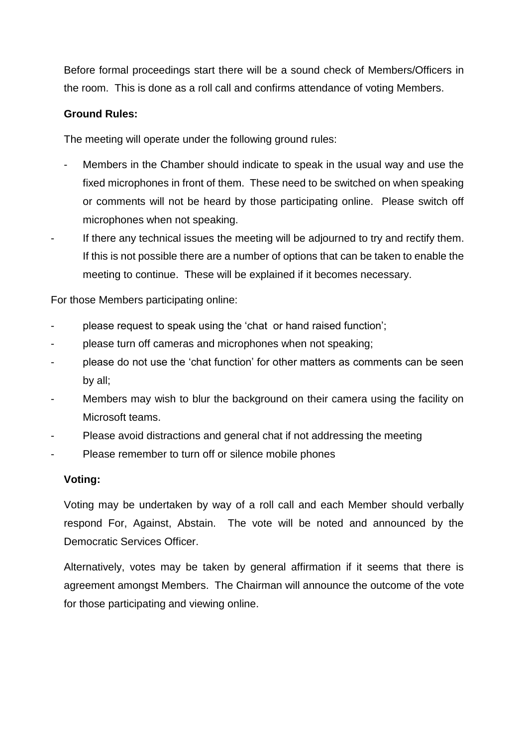Before formal proceedings start there will be a sound check of Members/Officers in the room. This is done as a roll call and confirms attendance of voting Members.

**Ground Rules:**

The meeting will operate under the following ground rules:

- Members in the Chamber should indicate to speak in the usual way and use the fixed microphones in front of them. These need to be switched on when speaking or comments will not be heard by those participating online. Please switch off microphones when not speaking.
- If there any technical issues the meeting will be adjourned to try and rectify them. If this is not possible there are a number of options that can be taken to enable the meeting to continue. These will be explained if it becomes necessary.

For those Members participating online:

- please request to speak using the 'chat or hand raised function';
- please turn off cameras and microphones when not speaking;
- please do not use the 'chat function' for other matters as comments can be seen by all;
- Members may wish to blur the background on their camera using the facility on Microsoft teams.
- Please avoid distractions and general chat if not addressing the meeting
- Please remember to turn off or silence mobile phones

**Voting:**

Voting may be undertaken by way of a roll call and each Member should verbally respond For, Against, Abstain. The vote will be noted and announced by the Democratic Services Officer.

Alternatively, votes may be taken by general affirmation if it seems that there is agreement amongst Members. The Chairman will announce the outcome of the vote for those participating and viewing online.